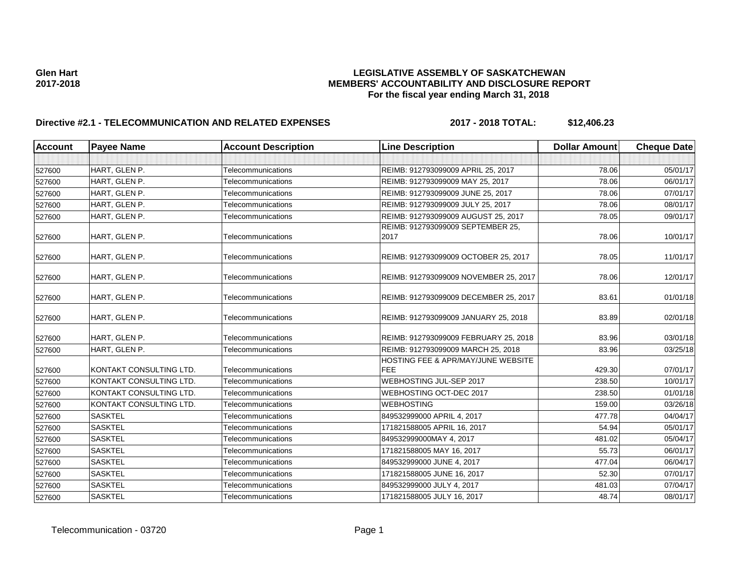**Glen Hart**
**2017-2018**

# LEGISLATIVE ASSEMBLY OF SASKATCHEWAN
## MEMBERS' ACCOUNTABILITY AND DISCLOSURE REPORT
### For the fiscal year ending March 31, 2018

**Directive #2.1 - TELECOMMUNICATION AND RELATED EXPENSES** **2017 - 2018 TOTAL: $12,406.23**

| Account | Payee Name | Account Description | Line Description | Dollar Amount | Cheque Date |
|---|---|---|---|---|---|
| | | | | | |
| 527600 | HART, GLEN P. | Telecommunications | REIMB: 912793099009 APRIL 25, 2017 | 78.06 | 05/01/17 |
| 527600 | HART, GLEN P. | Telecommunications | REIMB: 912793099009 MAY 25, 2017 | 78.06 | 06/01/17 |
| 527600 | HART, GLEN P. | Telecommunications | REIMB: 912793099009 JUNE 25, 2017 | 78.06 | 07/01/17 |
| 527600 | HART, GLEN P. | Telecommunications | REIMB: 912793099009 JULY 25, 2017 | 78.06 | 08/01/17 |
| 527600 | HART, GLEN P. | Telecommunications | REIMB: 912793099009 AUGUST 25, 2017 | 78.05 | 09/01/17 |
| 527600 | HART, GLEN P. | Telecommunications | REIMB: 912793099009 SEPTEMBER 25, 2017 | 78.06 | 10/01/17 |
| 527600 | HART, GLEN P. | Telecommunications | REIMB: 912793099009 OCTOBER 25, 2017 | 78.05 | 11/01/17 |
| 527600 | HART, GLEN P. | Telecommunications | REIMB: 912793099009 NOVEMBER 25, 2017 | 78.06 | 12/01/17 |
| 527600 | HART, GLEN P. | Telecommunications | REIMB: 912793099009 DECEMBER 25, 2017 | 83.61 | 01/01/18 |
| 527600 | HART, GLEN P. | Telecommunications | REIMB: 912793099009 JANUARY 25, 2018 | 83.89 | 02/01/18 |
| 527600 | HART, GLEN P. | Telecommunications | REIMB: 912793099009 FEBRUARY 25, 2018 | 83.96 | 03/01/18 |
| 527600 | HART, GLEN P. | Telecommunications | REIMB: 912793099009 MARCH 25, 2018 | 83.96 | 03/25/18 |
| 527600 | KONTAKT CONSULTING LTD. | Telecommunications | HOSTING FEE & APR/MAY/JUNE WEBSITE FEE | 429.30 | 07/01/17 |
| 527600 | KONTAKT CONSULTING LTD. | Telecommunications | WEBHOSTING JUL-SEP 2017 | 238.50 | 10/01/17 |
| 527600 | KONTAKT CONSULTING LTD. | Telecommunications | WEBHOSTING OCT-DEC 2017 | 238.50 | 01/01/18 |
| 527600 | KONTAKT CONSULTING LTD. | Telecommunications | WEBHOSTING | 159.00 | 03/26/18 |
| 527600 | SASKTEL | Telecommunications | 849532999000 APRIL 4, 2017 | 477.78 | 04/04/17 |
| 527600 | SASKTEL | Telecommunications | 171821588005 APRIL 16, 2017 | 54.94 | 05/01/17 |
| 527600 | SASKTEL | Telecommunications | 849532999000MAY 4, 2017 | 481.02 | 05/04/17 |
| 527600 | SASKTEL | Telecommunications | 171821588005 MAY 16, 2017 | 55.73 | 06/01/17 |
| 527600 | SASKTEL | Telecommunications | 849532999000 JUNE 4, 2017 | 477.04 | 06/04/17 |
| 527600 | SASKTEL | Telecommunications | 171821588005 JUNE 16, 2017 | 52.30 | 07/01/17 |
| 527600 | SASKTEL | Telecommunications | 849532999000 JULY 4, 2017 | 481.03 | 07/04/17 |
| 527600 | SASKTEL | Telecommunications | 171821588005 JULY 16, 2017 | 48.74 | 08/01/17 |

Telecommunication - 03720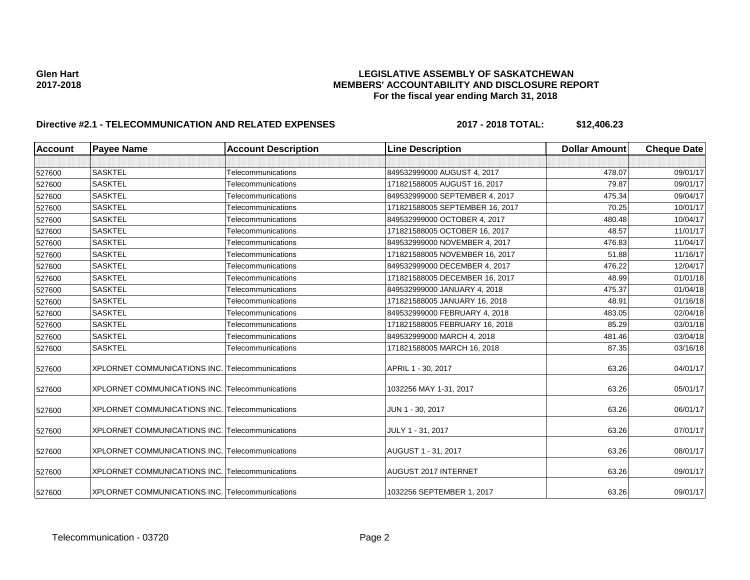**Glen Hart**
**2017-2018**

# LEGISLATIVE ASSEMBLY OF SASKATCHEWAN
## MEMBERS' ACCOUNTABILITY AND DISCLOSURE REPORT
### For the fiscal year ending March 31, 2018

**Directive #2.1 - TELECOMMUNICATION AND RELATED EXPENSES** **2017 - 2018 TOTAL: $12,406.23**

| Account | Payee Name | Account Description | Line Description | Dollar Amount | Cheque Date |
|---|---|---|---|---|---|
| | | | | | |
| 527600 | SASKTEL | Telecommunications | 849532999000 AUGUST 4, 2017 | 478.07 | 09/01/17 |
| 527600 | SASKTEL | Telecommunications | 171821588005 AUGUST 16, 2017 | 79.87 | 09/01/17 |
| 527600 | SASKTEL | Telecommunications | 849532999000 SEPTEMBER 4, 2017 | 475.34 | 09/04/17 |
| 527600 | SASKTEL | Telecommunications | 171821588005 SEPTEMBER 16, 2017 | 70.25 | 10/01/17 |
| 527600 | SASKTEL | Telecommunications | 849532999000 OCTOBER 4, 2017 | 480.48 | 10/04/17 |
| 527600 | SASKTEL | Telecommunications | 171821588005 OCTOBER 16, 2017 | 48.57 | 11/01/17 |
| 527600 | SASKTEL | Telecommunications | 849532999000 NOVEMBER 4, 2017 | 476.83 | 11/04/17 |
| 527600 | SASKTEL | Telecommunications | 171821588005 NOVEMBER 16, 2017 | 51.88 | 11/16/17 |
| 527600 | SASKTEL | Telecommunications | 849532999000 DECEMBER 4, 2017 | 476.22 | 12/04/17 |
| 527600 | SASKTEL | Telecommunications | 171821588005 DECEMBER 16, 2017 | 48.99 | 01/01/18 |
| 527600 | SASKTEL | Telecommunications | 849532999000 JANUARY 4, 2018 | 475.37 | 01/04/18 |
| 527600 | SASKTEL | Telecommunications | 171821588005 JANUARY 16, 2018 | 48.91 | 01/16/18 |
| 527600 | SASKTEL | Telecommunications | 849532999000 FEBRUARY 4, 2018 | 483.05 | 02/04/18 |
| 527600 | SASKTEL | Telecommunications | 171821588005 FEBRUARY 16, 2018 | 85.29 | 03/01/18 |
| 527600 | SASKTEL | Telecommunications | 849532999000 MARCH 4, 2018 | 481.46 | 03/04/18 |
| 527600 | SASKTEL | Telecommunications | 171821588005 MARCH 16, 2018 | 87.35 | 03/16/18 |
| 527600 | XPLORNET COMMUNICATIONS INC. | Telecommunications | APRIL 1 - 30, 2017 | 63.26 | 04/01/17 |
| 527600 | XPLORNET COMMUNICATIONS INC. | Telecommunications | 1032256 MAY 1-31, 2017 | 63.26 | 05/01/17 |
| 527600 | XPLORNET COMMUNICATIONS INC. | Telecommunications | JUN 1 - 30, 2017 | 63.26 | 06/01/17 |
| 527600 | XPLORNET COMMUNICATIONS INC. | Telecommunications | JULY 1 - 31, 2017 | 63.26 | 07/01/17 |
| 527600 | XPLORNET COMMUNICATIONS INC. | Telecommunications | AUGUST 1 - 31, 2017 | 63.26 | 08/01/17 |
| 527600 | XPLORNET COMMUNICATIONS INC. | Telecommunications | AUGUST 2017 INTERNET | 63.26 | 09/01/17 |
| 527600 | XPLORNET COMMUNICATIONS INC. | Telecommunications | 1032256 SEPTEMBER 1, 2017 | 63.26 | 09/01/17 |

Telecommunication - 03720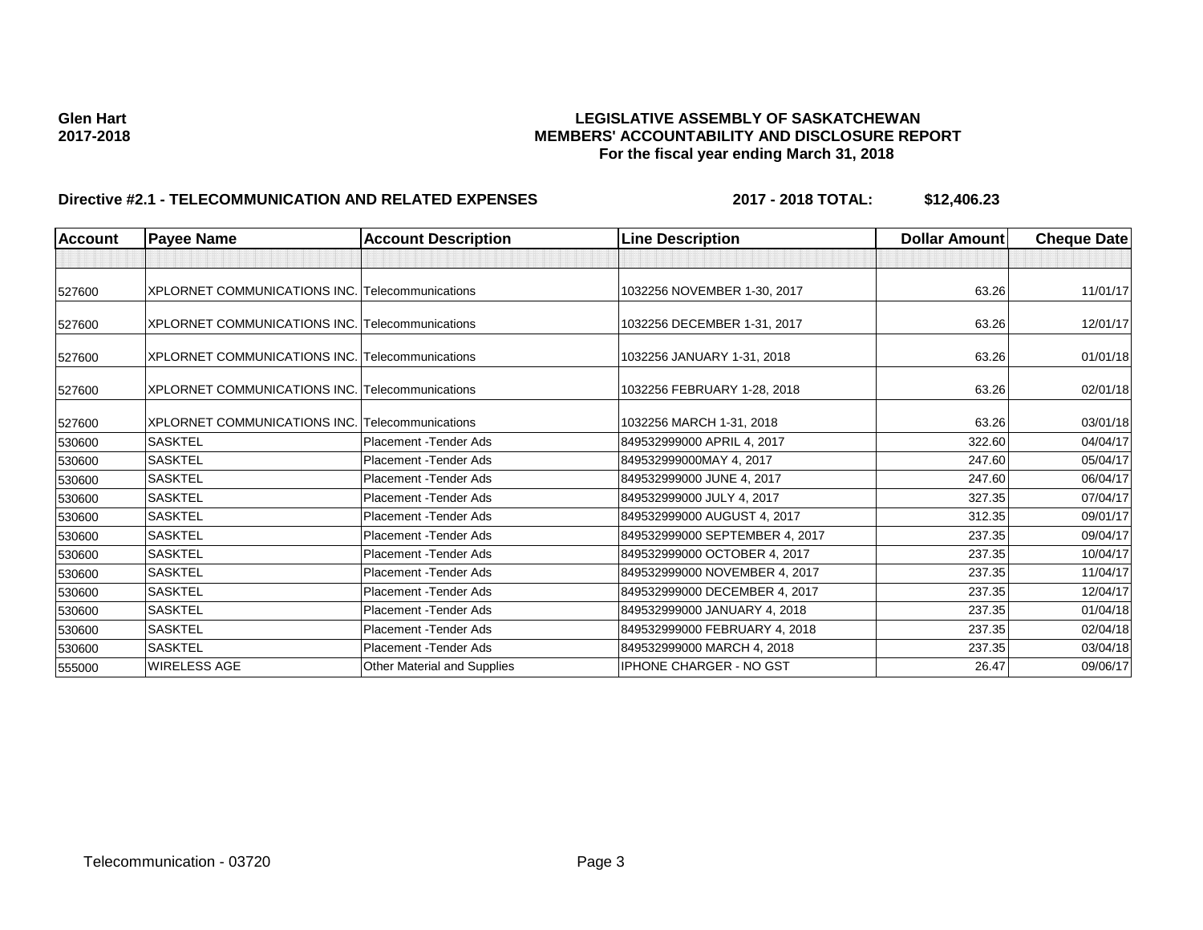**Glen Hart**
**2017-2018**

**LEGISLATIVE ASSEMBLY OF SASKATCHEWAN**
**MEMBERS' ACCOUNTABILITY AND DISCLOSURE REPORT**
**For the fiscal year ending March 31, 2018**

**Directive #2.1 - TELECOMMUNICATION AND RELATED EXPENSES** **2017 - 2018 TOTAL: $12,406.23**

| Account | Payee Name | Account Description | Line Description | Dollar Amount | Cheque Date |
|---|---|---|---|---|---|
| | | | | | |
| 527600 | XPLORNET COMMUNICATIONS INC. | Telecommunications | 1032256 NOVEMBER 1-30, 2017 | 63.26 | 11/01/17 |
| 527600 | XPLORNET COMMUNICATIONS INC. | Telecommunications | 1032256 DECEMBER 1-31, 2017 | 63.26 | 12/01/17 |
| 527600 | XPLORNET COMMUNICATIONS INC. | Telecommunications | 1032256 JANUARY 1-31, 2018 | 63.26 | 01/01/18 |
| 527600 | XPLORNET COMMUNICATIONS INC. | Telecommunications | 1032256 FEBRUARY 1-28, 2018 | 63.26 | 02/01/18 |
| 527600 | XPLORNET COMMUNICATIONS INC. | Telecommunications | 1032256 MARCH 1-31, 2018 | 63.26 | 03/01/18 |
| 530600 | SASKTEL | Placement -Tender Ads | 849532999000 APRIL 4, 2017 | 322.60 | 04/04/17 |
| 530600 | SASKTEL | Placement -Tender Ads | 849532999000MAY 4, 2017 | 247.60 | 05/04/17 |
| 530600 | SASKTEL | Placement -Tender Ads | 849532999000 JUNE 4, 2017 | 247.60 | 06/04/17 |
| 530600 | SASKTEL | Placement -Tender Ads | 849532999000 JULY 4, 2017 | 327.35 | 07/04/17 |
| 530600 | SASKTEL | Placement -Tender Ads | 849532999000 AUGUST 4, 2017 | 312.35 | 09/01/17 |
| 530600 | SASKTEL | Placement -Tender Ads | 849532999000 SEPTEMBER 4, 2017 | 237.35 | 09/04/17 |
| 530600 | SASKTEL | Placement -Tender Ads | 849532999000 OCTOBER 4, 2017 | 237.35 | 10/04/17 |
| 530600 | SASKTEL | Placement -Tender Ads | 849532999000 NOVEMBER 4, 2017 | 237.35 | 11/04/17 |
| 530600 | SASKTEL | Placement -Tender Ads | 849532999000 DECEMBER 4, 2017 | 237.35 | 12/04/17 |
| 530600 | SASKTEL | Placement -Tender Ads | 849532999000 JANUARY 4, 2018 | 237.35 | 01/04/18 |
| 530600 | SASKTEL | Placement -Tender Ads | 849532999000 FEBRUARY 4, 2018 | 237.35 | 02/04/18 |
| 530600 | SASKTEL | Placement -Tender Ads | 849532999000 MARCH 4, 2018 | 237.35 | 03/04/18 |
| 555000 | WIRELESS AGE | Other Material and Supplies | IPHONE CHARGER - NO GST | 26.47 | 09/06/17 |

Telecommunication - 03720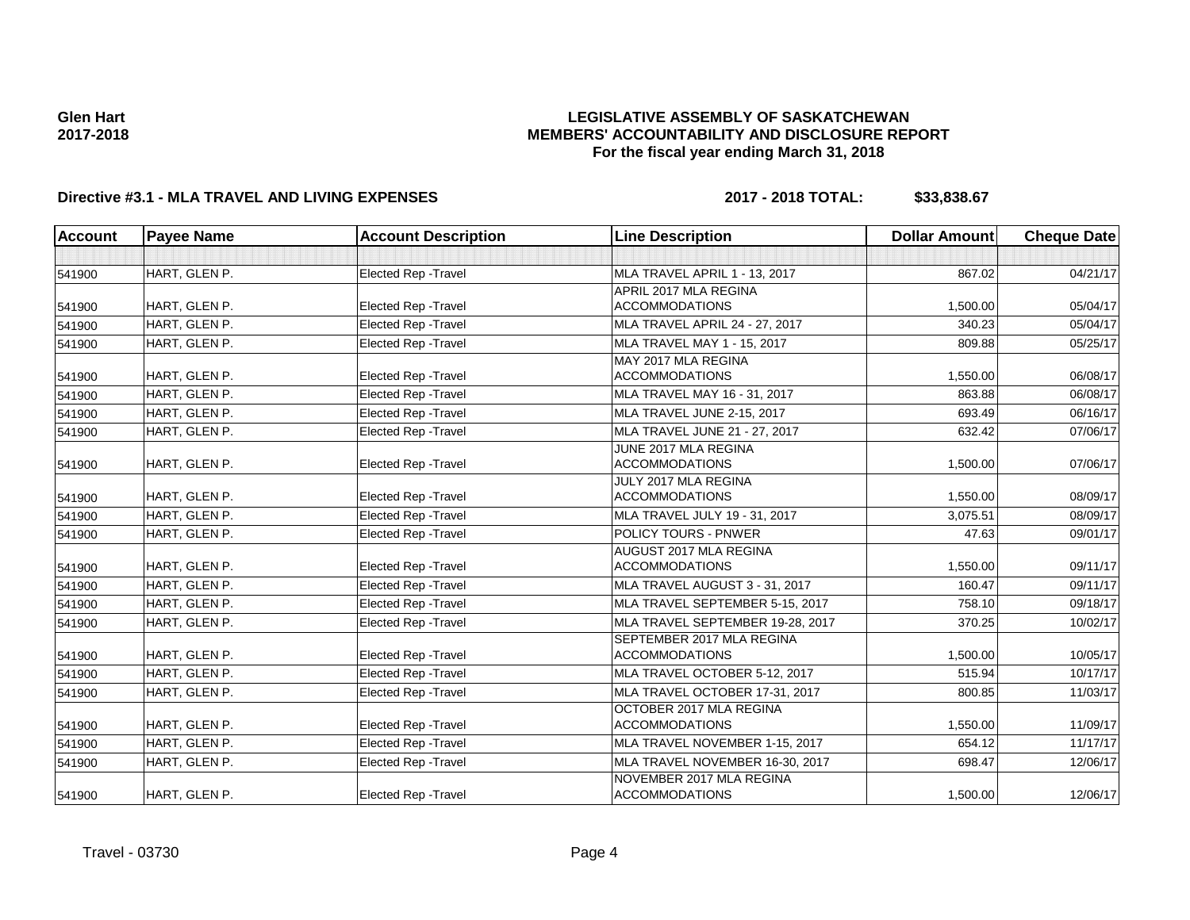**Glen Hart**
**2017-2018**

**LEGISLATIVE ASSEMBLY OF SASKATCHEWAN**
**MEMBERS' ACCOUNTABILITY AND DISCLOSURE REPORT**
**For the fiscal year ending March 31, 2018**

**Directive #3.1 - MLA TRAVEL AND LIVING EXPENSES** **2017 - 2018 TOTAL: $33,838.67**

| Account | Payee Name | Account Description | Line Description | Dollar Amount | Cheque Date |
|---|---|---|---|---|---|
| | | | | | |
| 541900 | HART, GLEN P. | Elected Rep -Travel | MLA TRAVEL APRIL 1 - 13, 2017 | 867.02 | 04/21/17 |
| 541900 | HART, GLEN P. | Elected Rep -Travel | APRIL 2017 MLA REGINA ACCOMMODATIONS | 1,500.00 | 05/04/17 |
| 541900 | HART, GLEN P. | Elected Rep -Travel | MLA TRAVEL APRIL 24 - 27, 2017 | 340.23 | 05/04/17 |
| 541900 | HART, GLEN P. | Elected Rep -Travel | MLA TRAVEL MAY 1 - 15, 2017 | 809.88 | 05/25/17 |
| 541900 | HART, GLEN P. | Elected Rep -Travel | MAY 2017 MLA REGINA ACCOMMODATIONS | 1,550.00 | 06/08/17 |
| 541900 | HART, GLEN P. | Elected Rep -Travel | MLA TRAVEL MAY 16 - 31, 2017 | 863.88 | 06/08/17 |
| 541900 | HART, GLEN P. | Elected Rep -Travel | MLA TRAVEL JUNE 2-15, 2017 | 693.49 | 06/16/17 |
| 541900 | HART, GLEN P. | Elected Rep -Travel | MLA TRAVEL JUNE 21 - 27, 2017 | 632.42 | 07/06/17 |
| 541900 | HART, GLEN P. | Elected Rep -Travel | JUNE 2017 MLA REGINA ACCOMMODATIONS | 1,500.00 | 07/06/17 |
| 541900 | HART, GLEN P. | Elected Rep -Travel | JULY 2017 MLA REGINA ACCOMMODATIONS | 1,550.00 | 08/09/17 |
| 541900 | HART, GLEN P. | Elected Rep -Travel | MLA TRAVEL JULY 19 - 31, 2017 | 3,075.51 | 08/09/17 |
| 541900 | HART, GLEN P. | Elected Rep -Travel | POLICY TOURS - PNWER | 47.63 | 09/01/17 |
| 541900 | HART, GLEN P. | Elected Rep -Travel | AUGUST 2017 MLA REGINA ACCOMMODATIONS | 1,550.00 | 09/11/17 |
| 541900 | HART, GLEN P. | Elected Rep -Travel | MLA TRAVEL AUGUST 3 - 31, 2017 | 160.47 | 09/11/17 |
| 541900 | HART, GLEN P. | Elected Rep -Travel | MLA TRAVEL SEPTEMBER 5-15, 2017 | 758.10 | 09/18/17 |
| 541900 | HART, GLEN P. | Elected Rep -Travel | MLA TRAVEL SEPTEMBER 19-28, 2017 | 370.25 | 10/02/17 |
| 541900 | HART, GLEN P. | Elected Rep -Travel | SEPTEMBER 2017 MLA REGINA ACCOMMODATIONS | 1,500.00 | 10/05/17 |
| 541900 | HART, GLEN P. | Elected Rep -Travel | MLA TRAVEL OCTOBER 5-12, 2017 | 515.94 | 10/17/17 |
| 541900 | HART, GLEN P. | Elected Rep -Travel | MLA TRAVEL OCTOBER 17-31, 2017 | 800.85 | 11/03/17 |
| 541900 | HART, GLEN P. | Elected Rep -Travel | OCTOBER 2017 MLA REGINA ACCOMMODATIONS | 1,550.00 | 11/09/17 |
| 541900 | HART, GLEN P. | Elected Rep -Travel | MLA TRAVEL NOVEMBER 1-15, 2017 | 654.12 | 11/17/17 |
| 541900 | HART, GLEN P. | Elected Rep -Travel | MLA TRAVEL NOVEMBER 16-30, 2017 | 698.47 | 12/06/17 |
| 541900 | HART, GLEN P. | Elected Rep -Travel | NOVEMBER 2017 MLA REGINA ACCOMMODATIONS | 1,500.00 | 12/06/17 |

Travel - 03730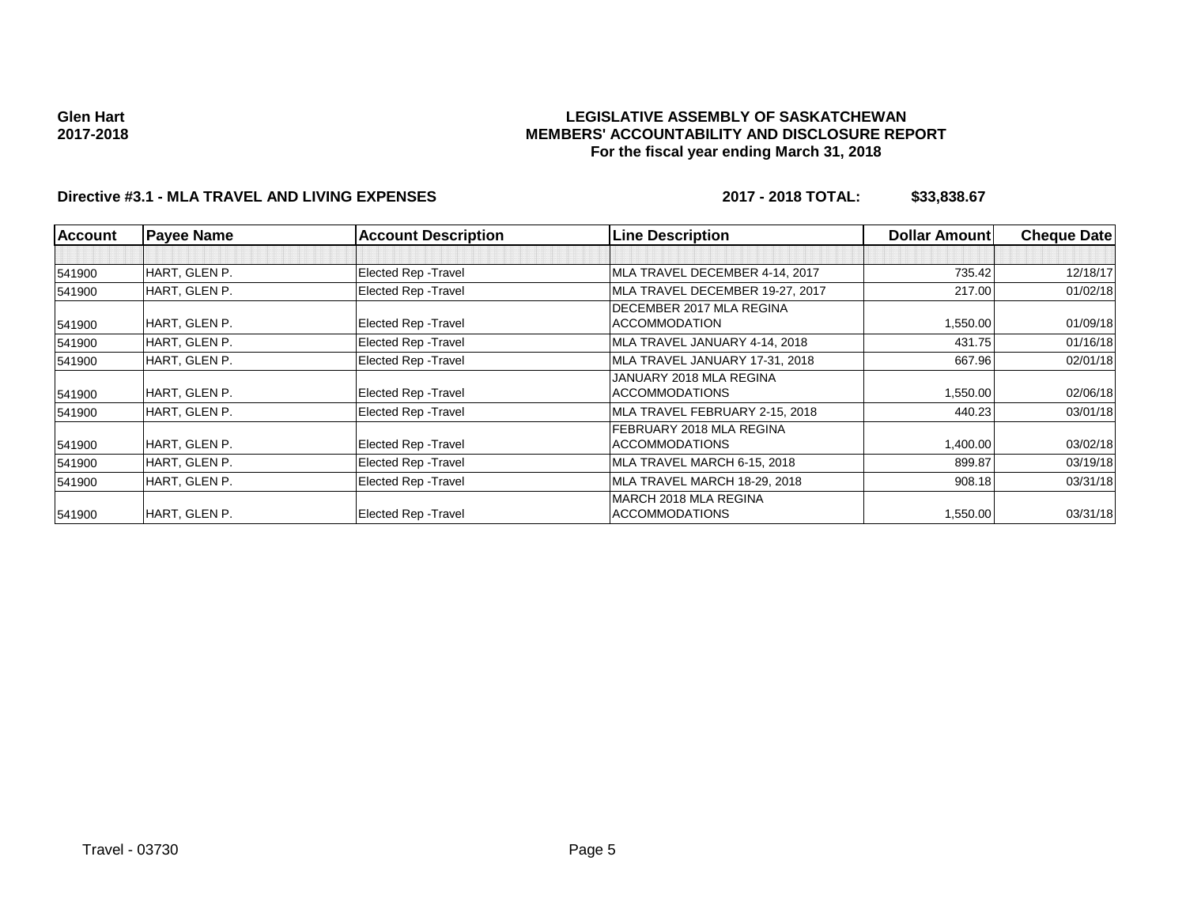**Glen Hart**
**2017-2018**

# LEGISLATIVE ASSEMBLY OF SASKATCHEWAN
## MEMBERS' ACCOUNTABILITY AND DISCLOSURE REPORT
### For the fiscal year ending March 31, 2018

**Directive #3.1 - MLA TRAVEL AND LIVING EXPENSES** **2017 - 2018 TOTAL: $33,838.67**

| Account | Payee Name | Account Description | Line Description | Dollar Amount | Cheque Date |
|---|---|---|---|---|---|
| | | | | | |
| 541900 | HART, GLEN P. | Elected Rep -Travel | MLA TRAVEL DECEMBER 4-14, 2017 | 735.42 | 12/18/17 |
| 541900 | HART, GLEN P. | Elected Rep -Travel | MLA TRAVEL DECEMBER 19-27, 2017 | 217.00 | 01/02/18 |
| 541900 | HART, GLEN P. | Elected Rep -Travel | DECEMBER 2017 MLA REGINA ACCOMMODATION | 1,550.00 | 01/09/18 |
| 541900 | HART, GLEN P. | Elected Rep -Travel | MLA TRAVEL JANUARY 4-14, 2018 | 431.75 | 01/16/18 |
| 541900 | HART, GLEN P. | Elected Rep -Travel | MLA TRAVEL JANUARY 17-31, 2018 | 667.96 | 02/01/18 |
| 541900 | HART, GLEN P. | Elected Rep -Travel | JANUARY 2018 MLA REGINA ACCOMMODATIONS | 1,550.00 | 02/06/18 |
| 541900 | HART, GLEN P. | Elected Rep -Travel | MLA TRAVEL FEBRUARY 2-15, 2018 | 440.23 | 03/01/18 |
| 541900 | HART, GLEN P. | Elected Rep -Travel | FEBRUARY 2018 MLA REGINA ACCOMMODATIONS | 1,400.00 | 03/02/18 |
| 541900 | HART, GLEN P. | Elected Rep -Travel | MLA TRAVEL MARCH 6-15, 2018 | 899.87 | 03/19/18 |
| 541900 | HART, GLEN P. | Elected Rep -Travel | MLA TRAVEL MARCH 18-29, 2018 | 908.18 | 03/31/18 |
| 541900 | HART, GLEN P. | Elected Rep -Travel | MARCH 2018 MLA REGINA ACCOMMODATIONS | 1,550.00 | 03/31/18 |

Travel - 03730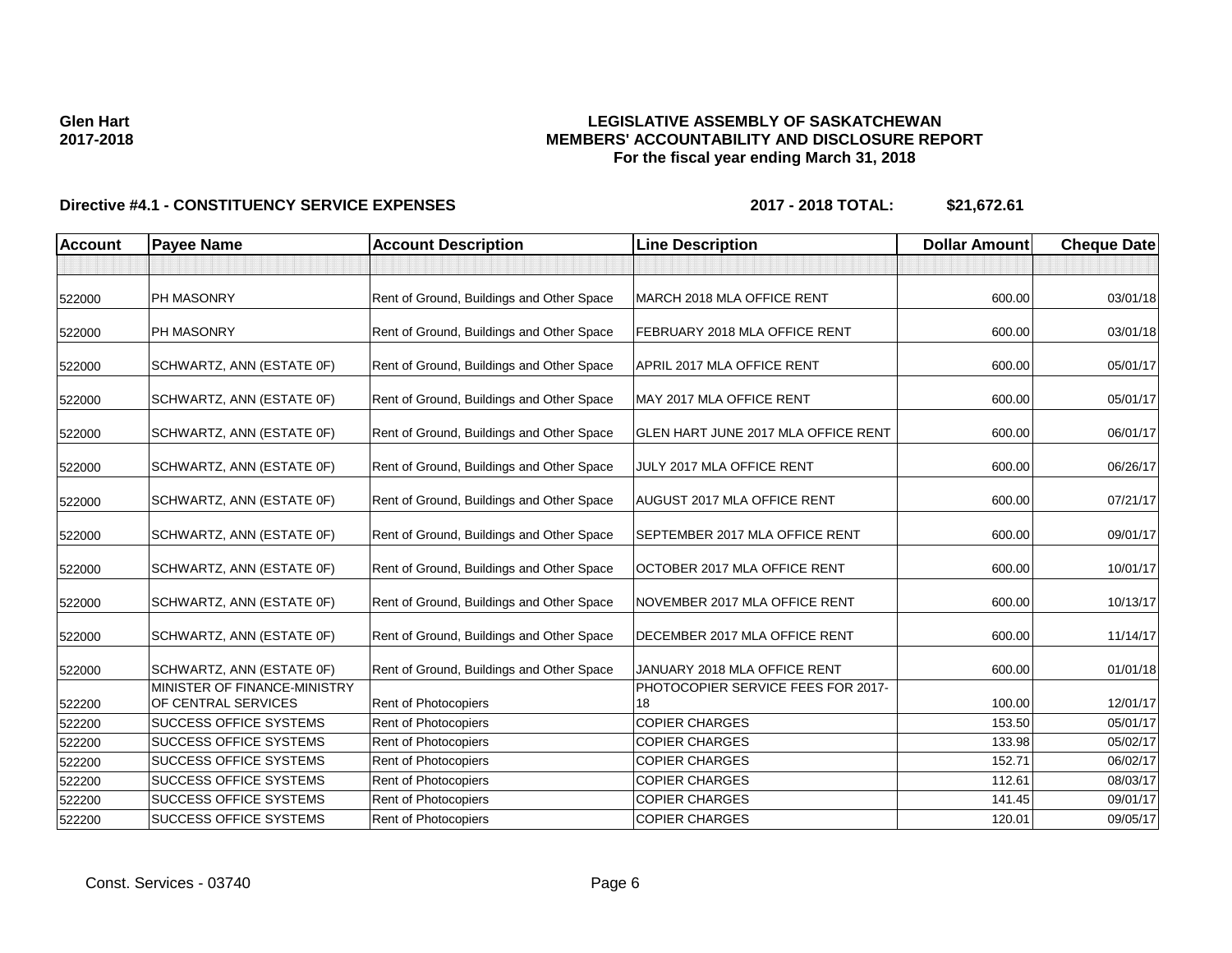**Glen Hart**
**2017-2018**

**LEGISLATIVE ASSEMBLY OF SASKATCHEWAN**
**MEMBERS' ACCOUNTABILITY AND DISCLOSURE REPORT**
**For the fiscal year ending March 31, 2018**

**Directive #4.1 - CONSTITUENCY SERVICE EXPENSES** **2017 - 2018 TOTAL: $21,672.61**

| Account | Payee Name | Account Description | Line Description | Dollar Amount | Cheque Date |
|---|---|---|---|---|---|
| | | | | | |
| 522000 | PH MASONRY | Rent of Ground, Buildings and Other Space | MARCH 2018 MLA OFFICE RENT | 600.00 | 03/01/18 |
| 522000 | PH MASONRY | Rent of Ground, Buildings and Other Space | FEBRUARY 2018 MLA OFFICE RENT | 600.00 | 03/01/18 |
| 522000 | SCHWARTZ, ANN (ESTATE 0F) | Rent of Ground, Buildings and Other Space | APRIL 2017 MLA OFFICE RENT | 600.00 | 05/01/17 |
| 522000 | SCHWARTZ, ANN (ESTATE 0F) | Rent of Ground, Buildings and Other Space | MAY 2017 MLA OFFICE RENT | 600.00 | 05/01/17 |
| 522000 | SCHWARTZ, ANN (ESTATE 0F) | Rent of Ground, Buildings and Other Space | GLEN HART JUNE 2017 MLA OFFICE RENT | 600.00 | 06/01/17 |
| 522000 | SCHWARTZ, ANN (ESTATE 0F) | Rent of Ground, Buildings and Other Space | JULY 2017 MLA OFFICE RENT | 600.00 | 06/26/17 |
| 522000 | SCHWARTZ, ANN (ESTATE 0F) | Rent of Ground, Buildings and Other Space | AUGUST 2017 MLA OFFICE RENT | 600.00 | 07/21/17 |
| 522000 | SCHWARTZ, ANN (ESTATE 0F) | Rent of Ground, Buildings and Other Space | SEPTEMBER 2017 MLA OFFICE RENT | 600.00 | 09/01/17 |
| 522000 | SCHWARTZ, ANN (ESTATE 0F) | Rent of Ground, Buildings and Other Space | OCTOBER 2017 MLA OFFICE RENT | 600.00 | 10/01/17 |
| 522000 | SCHWARTZ, ANN (ESTATE 0F) | Rent of Ground, Buildings and Other Space | NOVEMBER 2017 MLA OFFICE RENT | 600.00 | 10/13/17 |
| 522000 | SCHWARTZ, ANN (ESTATE 0F) | Rent of Ground, Buildings and Other Space | DECEMBER 2017 MLA OFFICE RENT | 600.00 | 11/14/17 |
| 522000 | SCHWARTZ, ANN (ESTATE 0F) | Rent of Ground, Buildings and Other Space | JANUARY 2018 MLA OFFICE RENT | 600.00 | 01/01/18 |
| 522200 | MINISTER OF FINANCE-MINISTRY OF CENTRAL SERVICES | Rent of Photocopiers | PHOTOCOPIER SERVICE FEES FOR 2017-18 | 100.00 | 12/01/17 |
| 522200 | SUCCESS OFFICE SYSTEMS | Rent of Photocopiers | COPIER CHARGES | 153.50 | 05/01/17 |
| 522200 | SUCCESS OFFICE SYSTEMS | Rent of Photocopiers | COPIER CHARGES | 133.98 | 05/02/17 |
| 522200 | SUCCESS OFFICE SYSTEMS | Rent of Photocopiers | COPIER CHARGES | 152.71 | 06/02/17 |
| 522200 | SUCCESS OFFICE SYSTEMS | Rent of Photocopiers | COPIER CHARGES | 112.61 | 08/03/17 |
| 522200 | SUCCESS OFFICE SYSTEMS | Rent of Photocopiers | COPIER CHARGES | 141.45 | 09/01/17 |
| 522200 | SUCCESS OFFICE SYSTEMS | Rent of Photocopiers | COPIER CHARGES | 120.01 | 09/05/17 |

Const. Services - 03740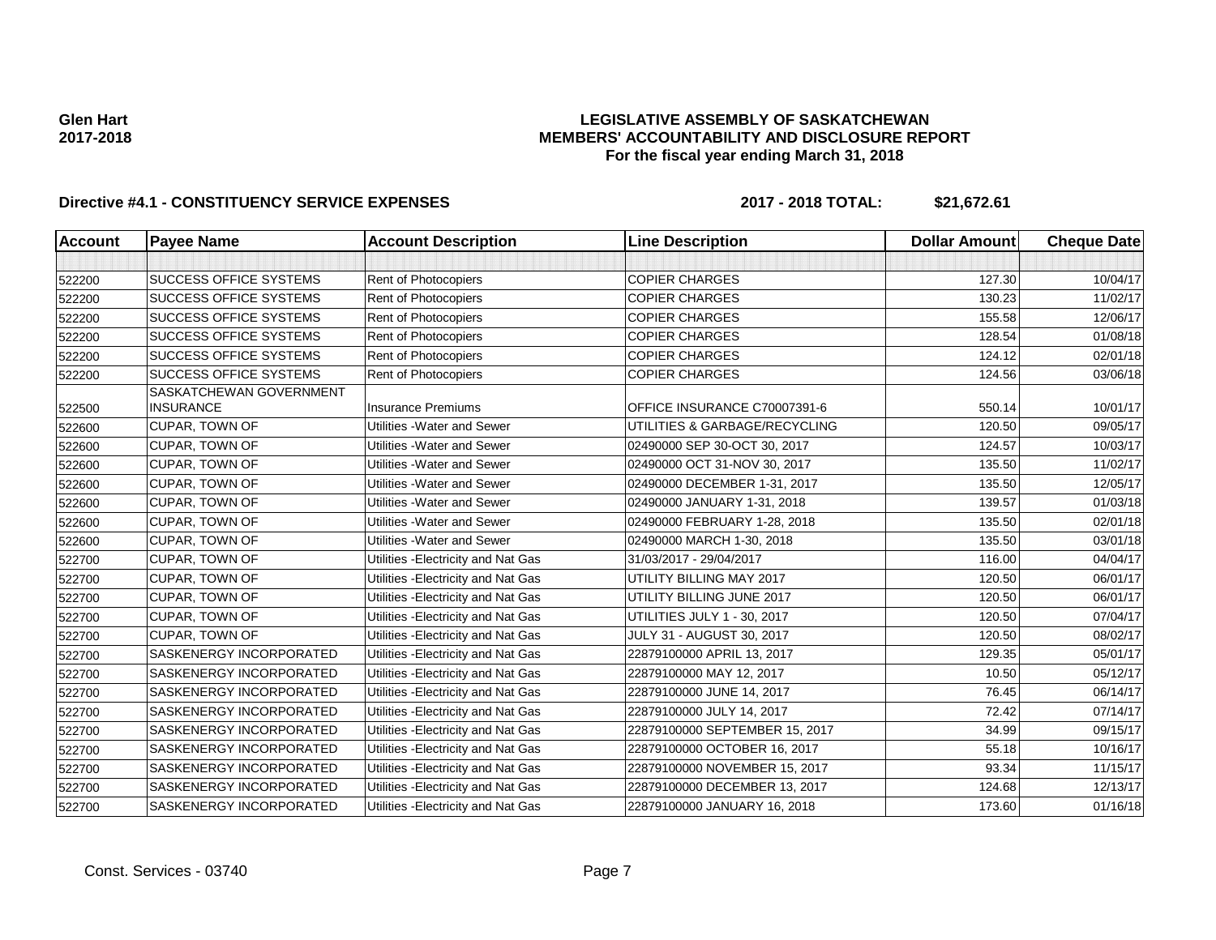**Glen Hart**
**2017-2018**

# LEGISLATIVE ASSEMBLY OF SASKATCHEWAN
## MEMBERS' ACCOUNTABILITY AND DISCLOSURE REPORT
### For the fiscal year ending March 31, 2018

**Directive #4.1 - CONSTITUENCY SERVICE EXPENSES** **2017 - 2018 TOTAL: $21,672.61**

| Account | Payee Name | Account Description | Line Description | Dollar Amount | Cheque Date |
|---|---|---|---|---|---|
| | | | | | |
| 522200 | SUCCESS OFFICE SYSTEMS | Rent of Photocopiers | COPIER CHARGES | 127.30 | 10/04/17 |
| 522200 | SUCCESS OFFICE SYSTEMS | Rent of Photocopiers | COPIER CHARGES | 130.23 | 11/02/17 |
| 522200 | SUCCESS OFFICE SYSTEMS | Rent of Photocopiers | COPIER CHARGES | 155.58 | 12/06/17 |
| 522200 | SUCCESS OFFICE SYSTEMS | Rent of Photocopiers | COPIER CHARGES | 128.54 | 01/08/18 |
| 522200 | SUCCESS OFFICE SYSTEMS | Rent of Photocopiers | COPIER CHARGES | 124.12 | 02/01/18 |
| 522200 | SUCCESS OFFICE SYSTEMS | Rent of Photocopiers | COPIER CHARGES | 124.56 | 03/06/18 |
| 522500 | SASKATCHEWAN GOVERNMENT INSURANCE | Insurance Premiums | OFFICE INSURANCE C70007391-6 | 550.14 | 10/01/17 |
| 522600 | CUPAR, TOWN OF | Utilities -Water and Sewer | UTILITIES & GARBAGE/RECYCLING | 120.50 | 09/05/17 |
| 522600 | CUPAR, TOWN OF | Utilities -Water and Sewer | 02490000 SEP 30-OCT 30, 2017 | 124.57 | 10/03/17 |
| 522600 | CUPAR, TOWN OF | Utilities -Water and Sewer | 02490000 OCT 31-NOV 30, 2017 | 135.50 | 11/02/17 |
| 522600 | CUPAR, TOWN OF | Utilities -Water and Sewer | 02490000 DECEMBER 1-31, 2017 | 135.50 | 12/05/17 |
| 522600 | CUPAR, TOWN OF | Utilities -Water and Sewer | 02490000 JANUARY 1-31, 2018 | 139.57 | 01/03/18 |
| 522600 | CUPAR, TOWN OF | Utilities -Water and Sewer | 02490000 FEBRUARY 1-28, 2018 | 135.50 | 02/01/18 |
| 522600 | CUPAR, TOWN OF | Utilities -Water and Sewer | 02490000 MARCH 1-30, 2018 | 135.50 | 03/01/18 |
| 522700 | CUPAR, TOWN OF | Utilities -Electricity and Nat Gas | 31/03/2017 - 29/04/2017 | 116.00 | 04/04/17 |
| 522700 | CUPAR, TOWN OF | Utilities -Electricity and Nat Gas | UTILITY BILLING MAY 2017 | 120.50 | 06/01/17 |
| 522700 | CUPAR, TOWN OF | Utilities -Electricity and Nat Gas | UTILITY BILLING JUNE 2017 | 120.50 | 06/01/17 |
| 522700 | CUPAR, TOWN OF | Utilities -Electricity and Nat Gas | UTILITIES JULY 1 - 30, 2017 | 120.50 | 07/04/17 |
| 522700 | CUPAR, TOWN OF | Utilities -Electricity and Nat Gas | JULY 31 - AUGUST 30, 2017 | 120.50 | 08/02/17 |
| 522700 | SASKENERGY INCORPORATED | Utilities -Electricity and Nat Gas | 22879100000 APRIL 13, 2017 | 129.35 | 05/01/17 |
| 522700 | SASKENERGY INCORPORATED | Utilities -Electricity and Nat Gas | 22879100000 MAY 12, 2017 | 10.50 | 05/12/17 |
| 522700 | SASKENERGY INCORPORATED | Utilities -Electricity and Nat Gas | 22879100000 JUNE 14, 2017 | 76.45 | 06/14/17 |
| 522700 | SASKENERGY INCORPORATED | Utilities -Electricity and Nat Gas | 22879100000 JULY 14, 2017 | 72.42 | 07/14/17 |
| 522700 | SASKENERGY INCORPORATED | Utilities -Electricity and Nat Gas | 22879100000 SEPTEMBER 15, 2017 | 34.99 | 09/15/17 |
| 522700 | SASKENERGY INCORPORATED | Utilities -Electricity and Nat Gas | 22879100000 OCTOBER 16, 2017 | 55.18 | 10/16/17 |
| 522700 | SASKENERGY INCORPORATED | Utilities -Electricity and Nat Gas | 22879100000 NOVEMBER 15, 2017 | 93.34 | 11/15/17 |
| 522700 | SASKENERGY INCORPORATED | Utilities -Electricity and Nat Gas | 22879100000 DECEMBER 13, 2017 | 124.68 | 12/13/17 |
| 522700 | SASKENERGY INCORPORATED | Utilities -Electricity and Nat Gas | 22879100000 JANUARY 16, 2018 | 173.60 | 01/16/18 |

Const. Services - 03740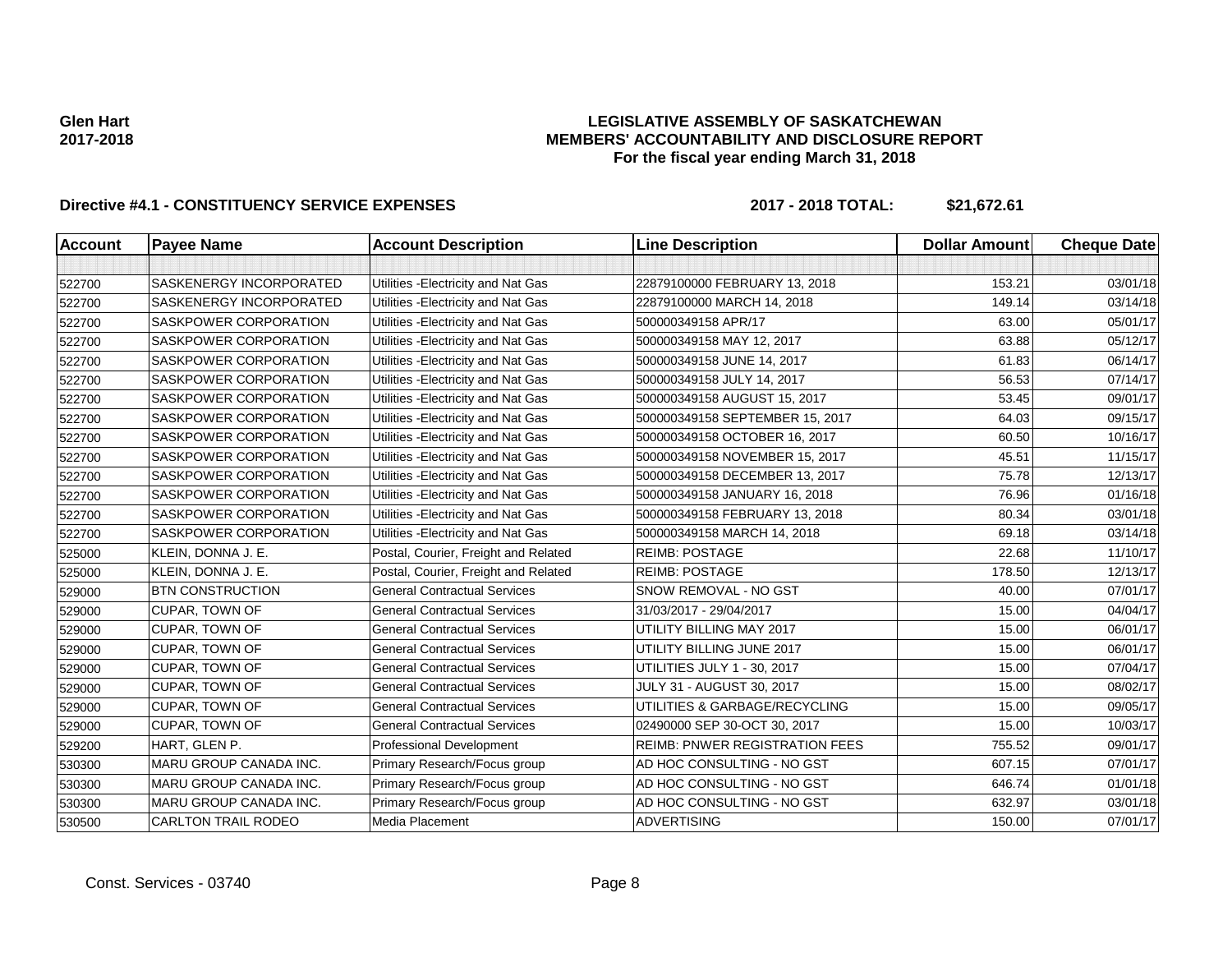**Glen Hart**
**2017-2018**

**LEGISLATIVE ASSEMBLY OF SASKATCHEWAN**
**MEMBERS' ACCOUNTABILITY AND DISCLOSURE REPORT**
**For the fiscal year ending March 31, 2018**

**Directive #4.1 - CONSTITUENCY SERVICE EXPENSES** **2017 - 2018 TOTAL: $21,672.61**

| Account | Payee Name | Account Description | Line Description | Dollar Amount | Cheque Date |
|---|---|---|---|---|---|
| | | | | | |
| 522700 | SASKENERGY INCORPORATED | Utilities -Electricity and Nat Gas | 22879100000 FEBRUARY 13, 2018 | 153.21 | 03/01/18 |
| 522700 | SASKENERGY INCORPORATED | Utilities -Electricity and Nat Gas | 22879100000 MARCH 14, 2018 | 149.14 | 03/14/18 |
| 522700 | SASKPOWER CORPORATION | Utilities -Electricity and Nat Gas | 500000349158 APR/17 | 63.00 | 05/01/17 |
| 522700 | SASKPOWER CORPORATION | Utilities -Electricity and Nat Gas | 500000349158 MAY 12, 2017 | 63.88 | 05/12/17 |
| 522700 | SASKPOWER CORPORATION | Utilities -Electricity and Nat Gas | 500000349158 JUNE 14, 2017 | 61.83 | 06/14/17 |
| 522700 | SASKPOWER CORPORATION | Utilities -Electricity and Nat Gas | 500000349158 JULY 14, 2017 | 56.53 | 07/14/17 |
| 522700 | SASKPOWER CORPORATION | Utilities -Electricity and Nat Gas | 500000349158 AUGUST 15, 2017 | 53.45 | 09/01/17 |
| 522700 | SASKPOWER CORPORATION | Utilities -Electricity and Nat Gas | 500000349158 SEPTEMBER 15, 2017 | 64.03 | 09/15/17 |
| 522700 | SASKPOWER CORPORATION | Utilities -Electricity and Nat Gas | 500000349158 OCTOBER 16, 2017 | 60.50 | 10/16/17 |
| 522700 | SASKPOWER CORPORATION | Utilities -Electricity and Nat Gas | 500000349158 NOVEMBER 15, 2017 | 45.51 | 11/15/17 |
| 522700 | SASKPOWER CORPORATION | Utilities -Electricity and Nat Gas | 500000349158 DECEMBER 13, 2017 | 75.78 | 12/13/17 |
| 522700 | SASKPOWER CORPORATION | Utilities -Electricity and Nat Gas | 500000349158 JANUARY 16, 2018 | 76.96 | 01/16/18 |
| 522700 | SASKPOWER CORPORATION | Utilities -Electricity and Nat Gas | 500000349158 FEBRUARY 13, 2018 | 80.34 | 03/01/18 |
| 522700 | SASKPOWER CORPORATION | Utilities -Electricity and Nat Gas | 500000349158 MARCH 14, 2018 | 69.18 | 03/14/18 |
| 525000 | KLEIN, DONNA J. E. | Postal, Courier, Freight and Related | REIMB: POSTAGE | 22.68 | 11/10/17 |
| 525000 | KLEIN, DONNA J. E. | Postal, Courier, Freight and Related | REIMB: POSTAGE | 178.50 | 12/13/17 |
| 529000 | BTN CONSTRUCTION | General Contractual Services | SNOW REMOVAL - NO GST | 40.00 | 07/01/17 |
| 529000 | CUPAR, TOWN OF | General Contractual Services | 31/03/2017 - 29/04/2017 | 15.00 | 04/04/17 |
| 529000 | CUPAR, TOWN OF | General Contractual Services | UTILITY BILLING MAY 2017 | 15.00 | 06/01/17 |
| 529000 | CUPAR, TOWN OF | General Contractual Services | UTILITY BILLING JUNE 2017 | 15.00 | 06/01/17 |
| 529000 | CUPAR, TOWN OF | General Contractual Services | UTILITIES JULY 1 - 30, 2017 | 15.00 | 07/04/17 |
| 529000 | CUPAR, TOWN OF | General Contractual Services | JULY 31 - AUGUST 30, 2017 | 15.00 | 08/02/17 |
| 529000 | CUPAR, TOWN OF | General Contractual Services | UTILITIES & GARBAGE/RECYCLING | 15.00 | 09/05/17 |
| 529000 | CUPAR, TOWN OF | General Contractual Services | 02490000 SEP 30-OCT 30, 2017 | 15.00 | 10/03/17 |
| 529200 | HART, GLEN P. | Professional Development | REIMB: PNWER REGISTRATION FEES | 755.52 | 09/01/17 |
| 530300 | MARU GROUP CANADA INC. | Primary Research/Focus group | AD HOC CONSULTING - NO GST | 607.15 | 07/01/17 |
| 530300 | MARU GROUP CANADA INC. | Primary Research/Focus group | AD HOC CONSULTING - NO GST | 646.74 | 01/01/18 |
| 530300 | MARU GROUP CANADA INC. | Primary Research/Focus group | AD HOC CONSULTING - NO GST | 632.97 | 03/01/18 |
| 530500 | CARLTON TRAIL RODEO | Media Placement | ADVERTISING | 150.00 | 07/01/17 |

Const. Services - 03740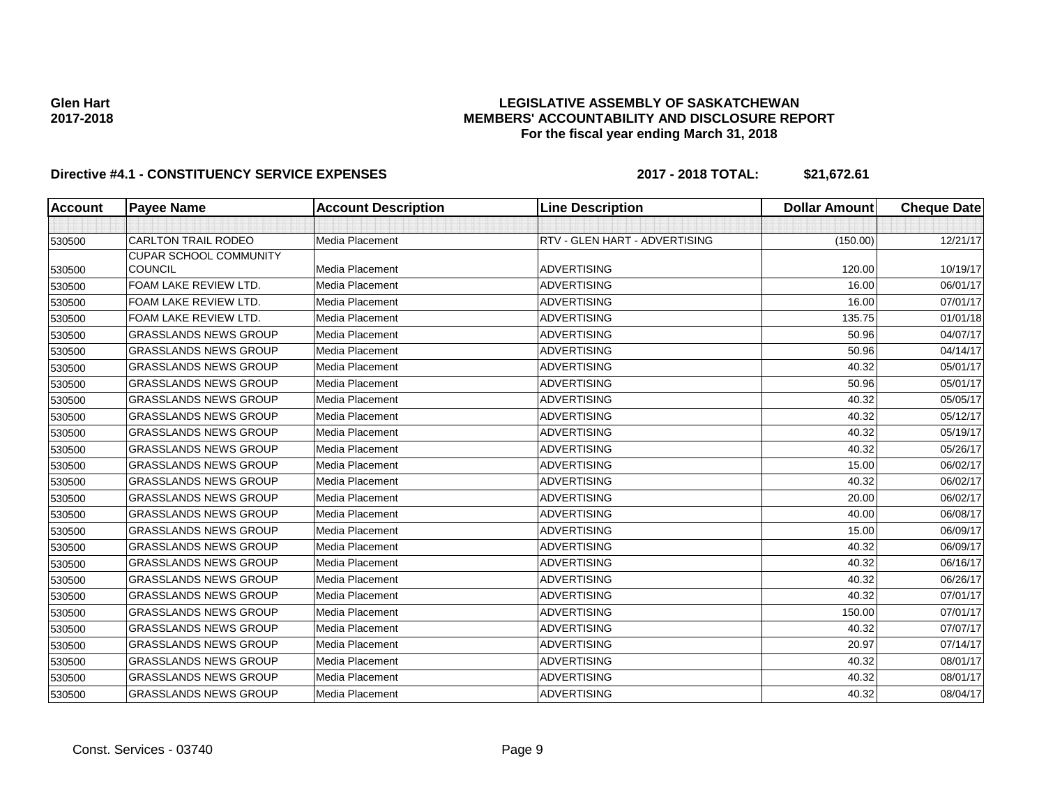**Glen Hart**
**2017-2018**

**LEGISLATIVE ASSEMBLY OF SASKATCHEWAN**
**MEMBERS' ACCOUNTABILITY AND DISCLOSURE REPORT**
**For the fiscal year ending March 31, 2018**

**Directive #4.1 - CONSTITUENCY SERVICE EXPENSES** **2017 - 2018 TOTAL: $21,672.61**

| Account | Payee Name | Account Description | Line Description | Dollar Amount | Cheque Date |
|---|---|---|---|---|---|
| | | | | | |
| 530500 | CARLTON TRAIL RODEO | Media Placement | RTV - GLEN HART - ADVERTISING | (150.00) | 12/21/17 |
| 530500 | CUPAR SCHOOL COMMUNITY COUNCIL | Media Placement | ADVERTISING | 120.00 | 10/19/17 |
| 530500 | FOAM LAKE REVIEW LTD. | Media Placement | ADVERTISING | 16.00 | 06/01/17 |
| 530500 | FOAM LAKE REVIEW LTD. | Media Placement | ADVERTISING | 16.00 | 07/01/17 |
| 530500 | FOAM LAKE REVIEW LTD. | Media Placement | ADVERTISING | 135.75 | 01/01/18 |
| 530500 | GRASSLANDS NEWS GROUP | Media Placement | ADVERTISING | 50.96 | 04/07/17 |
| 530500 | GRASSLANDS NEWS GROUP | Media Placement | ADVERTISING | 50.96 | 04/14/17 |
| 530500 | GRASSLANDS NEWS GROUP | Media Placement | ADVERTISING | 40.32 | 05/01/17 |
| 530500 | GRASSLANDS NEWS GROUP | Media Placement | ADVERTISING | 50.96 | 05/01/17 |
| 530500 | GRASSLANDS NEWS GROUP | Media Placement | ADVERTISING | 40.32 | 05/05/17 |
| 530500 | GRASSLANDS NEWS GROUP | Media Placement | ADVERTISING | 40.32 | 05/12/17 |
| 530500 | GRASSLANDS NEWS GROUP | Media Placement | ADVERTISING | 40.32 | 05/19/17 |
| 530500 | GRASSLANDS NEWS GROUP | Media Placement | ADVERTISING | 40.32 | 05/26/17 |
| 530500 | GRASSLANDS NEWS GROUP | Media Placement | ADVERTISING | 15.00 | 06/02/17 |
| 530500 | GRASSLANDS NEWS GROUP | Media Placement | ADVERTISING | 40.32 | 06/02/17 |
| 530500 | GRASSLANDS NEWS GROUP | Media Placement | ADVERTISING | 20.00 | 06/02/17 |
| 530500 | GRASSLANDS NEWS GROUP | Media Placement | ADVERTISING | 40.00 | 06/08/17 |
| 530500 | GRASSLANDS NEWS GROUP | Media Placement | ADVERTISING | 15.00 | 06/09/17 |
| 530500 | GRASSLANDS NEWS GROUP | Media Placement | ADVERTISING | 40.32 | 06/09/17 |
| 530500 | GRASSLANDS NEWS GROUP | Media Placement | ADVERTISING | 40.32 | 06/16/17 |
| 530500 | GRASSLANDS NEWS GROUP | Media Placement | ADVERTISING | 40.32 | 06/26/17 |
| 530500 | GRASSLANDS NEWS GROUP | Media Placement | ADVERTISING | 40.32 | 07/01/17 |
| 530500 | GRASSLANDS NEWS GROUP | Media Placement | ADVERTISING | 150.00 | 07/01/17 |
| 530500 | GRASSLANDS NEWS GROUP | Media Placement | ADVERTISING | 40.32 | 07/07/17 |
| 530500 | GRASSLANDS NEWS GROUP | Media Placement | ADVERTISING | 20.97 | 07/14/17 |
| 530500 | GRASSLANDS NEWS GROUP | Media Placement | ADVERTISING | 40.32 | 08/01/17 |
| 530500 | GRASSLANDS NEWS GROUP | Media Placement | ADVERTISING | 40.32 | 08/01/17 |
| 530500 | GRASSLANDS NEWS GROUP | Media Placement | ADVERTISING | 40.32 | 08/04/17 |

Const. Services - 03740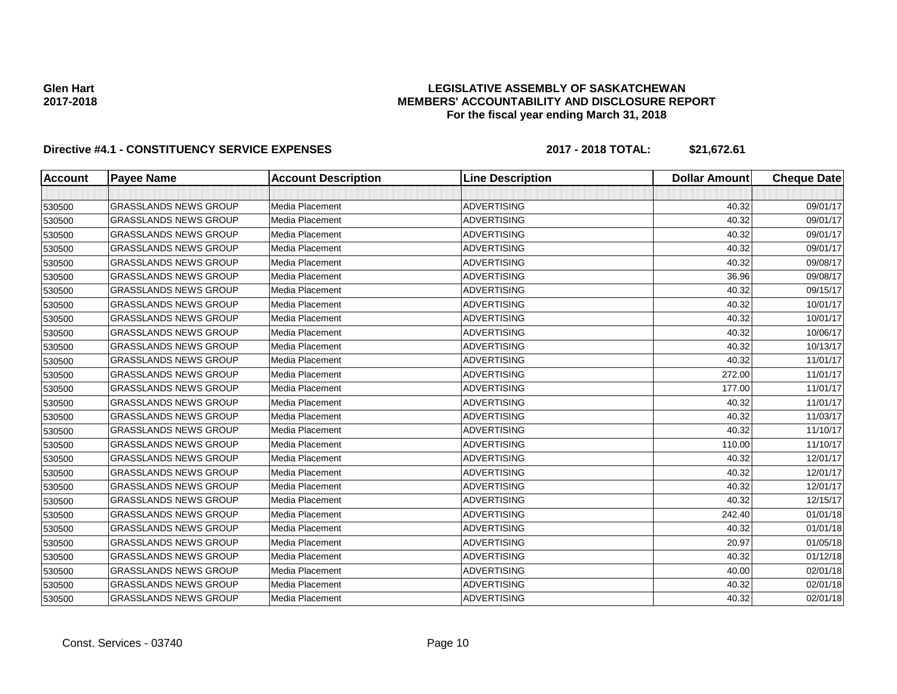**Glen Hart**
**2017-2018**

**LEGISLATIVE ASSEMBLY OF SASKATCHEWAN**
**MEMBERS' ACCOUNTABILITY AND DISCLOSURE REPORT**
**For the fiscal year ending March 31, 2018**

**Directive #4.1 - CONSTITUENCY SERVICE EXPENSES** **2017 - 2018 TOTAL: $21,672.61**

| Account | Payee Name | Account Description | Line Description | Dollar Amount | Cheque Date |
|---|---|---|---|---|---|
| | | | | | |
| 530500 | GRASSLANDS NEWS GROUP | Media Placement | ADVERTISING | 40.32 | 09/01/17 |
| 530500 | GRASSLANDS NEWS GROUP | Media Placement | ADVERTISING | 40.32 | 09/01/17 |
| 530500 | GRASSLANDS NEWS GROUP | Media Placement | ADVERTISING | 40.32 | 09/01/17 |
| 530500 | GRASSLANDS NEWS GROUP | Media Placement | ADVERTISING | 40.32 | 09/01/17 |
| 530500 | GRASSLANDS NEWS GROUP | Media Placement | ADVERTISING | 40.32 | 09/08/17 |
| 530500 | GRASSLANDS NEWS GROUP | Media Placement | ADVERTISING | 36.96 | 09/08/17 |
| 530500 | GRASSLANDS NEWS GROUP | Media Placement | ADVERTISING | 40.32 | 09/15/17 |
| 530500 | GRASSLANDS NEWS GROUP | Media Placement | ADVERTISING | 40.32 | 10/01/17 |
| 530500 | GRASSLANDS NEWS GROUP | Media Placement | ADVERTISING | 40.32 | 10/01/17 |
| 530500 | GRASSLANDS NEWS GROUP | Media Placement | ADVERTISING | 40.32 | 10/06/17 |
| 530500 | GRASSLANDS NEWS GROUP | Media Placement | ADVERTISING | 40.32 | 10/13/17 |
| 530500 | GRASSLANDS NEWS GROUP | Media Placement | ADVERTISING | 40.32 | 11/01/17 |
| 530500 | GRASSLANDS NEWS GROUP | Media Placement | ADVERTISING | 272.00 | 11/01/17 |
| 530500 | GRASSLANDS NEWS GROUP | Media Placement | ADVERTISING | 177.00 | 11/01/17 |
| 530500 | GRASSLANDS NEWS GROUP | Media Placement | ADVERTISING | 40.32 | 11/01/17 |
| 530500 | GRASSLANDS NEWS GROUP | Media Placement | ADVERTISING | 40.32 | 11/03/17 |
| 530500 | GRASSLANDS NEWS GROUP | Media Placement | ADVERTISING | 40.32 | 11/10/17 |
| 530500 | GRASSLANDS NEWS GROUP | Media Placement | ADVERTISING | 110.00 | 11/10/17 |
| 530500 | GRASSLANDS NEWS GROUP | Media Placement | ADVERTISING | 40.32 | 12/01/17 |
| 530500 | GRASSLANDS NEWS GROUP | Media Placement | ADVERTISING | 40.32 | 12/01/17 |
| 530500 | GRASSLANDS NEWS GROUP | Media Placement | ADVERTISING | 40.32 | 12/01/17 |
| 530500 | GRASSLANDS NEWS GROUP | Media Placement | ADVERTISING | 40.32 | 12/15/17 |
| 530500 | GRASSLANDS NEWS GROUP | Media Placement | ADVERTISING | 242.40 | 01/01/18 |
| 530500 | GRASSLANDS NEWS GROUP | Media Placement | ADVERTISING | 40.32 | 01/01/18 |
| 530500 | GRASSLANDS NEWS GROUP | Media Placement | ADVERTISING | 20.97 | 01/05/18 |
| 530500 | GRASSLANDS NEWS GROUP | Media Placement | ADVERTISING | 40.32 | 01/12/18 |
| 530500 | GRASSLANDS NEWS GROUP | Media Placement | ADVERTISING | 40.00 | 02/01/18 |
| 530500 | GRASSLANDS NEWS GROUP | Media Placement | ADVERTISING | 40.32 | 02/01/18 |
| 530500 | GRASSLANDS NEWS GROUP | Media Placement | ADVERTISING | 40.32 | 02/01/18 |

Const. Services - 03740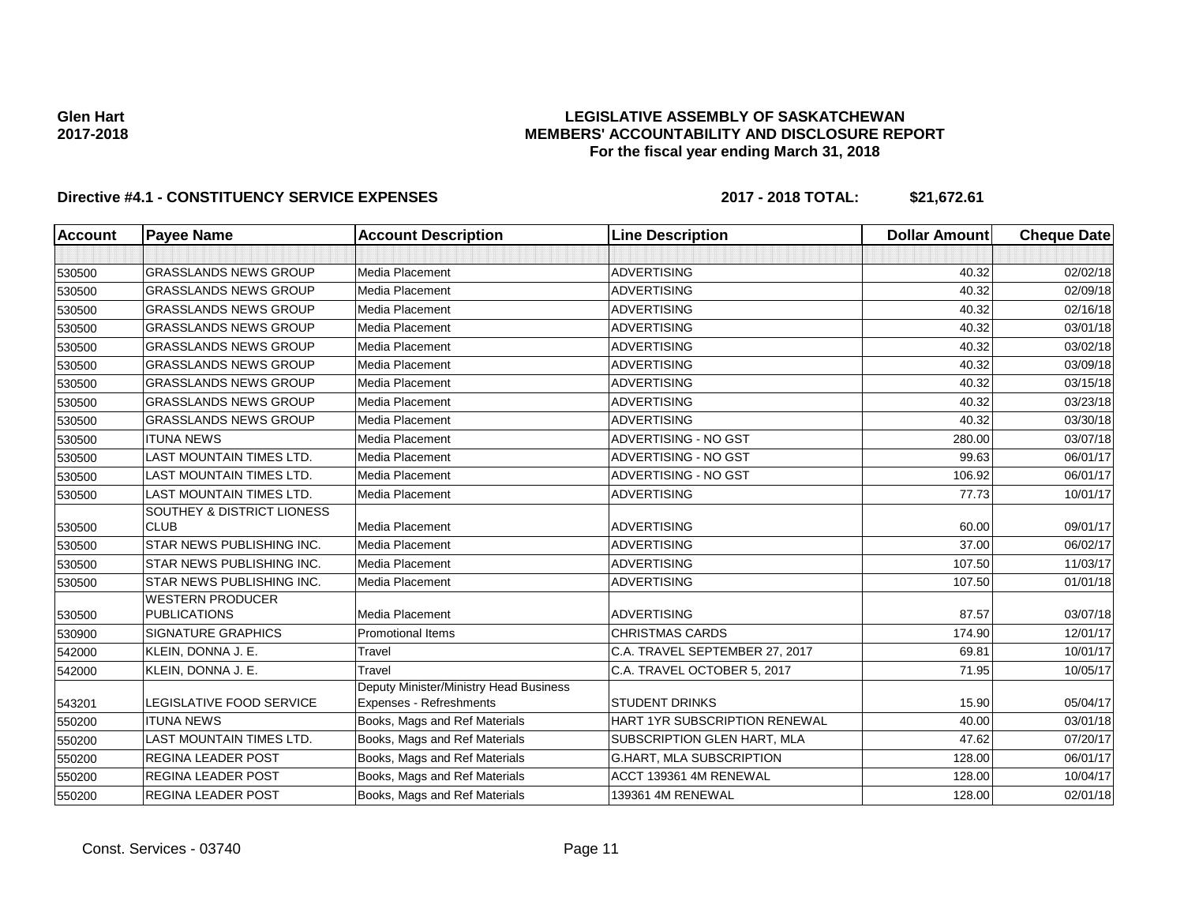**Glen Hart**
**2017-2018**

**LEGISLATIVE ASSEMBLY OF SASKATCHEWAN**
**MEMBERS' ACCOUNTABILITY AND DISCLOSURE REPORT**
**For the fiscal year ending March 31, 2018**

**Directive #4.1 - CONSTITUENCY SERVICE EXPENSES** **2017 - 2018 TOTAL: $21,672.61**

| Account | Payee Name | Account Description | Line Description | Dollar Amount | Cheque Date |
|---|---|---|---|---|---|
| | | | | | |
| 530500 | GRASSLANDS NEWS GROUP | Media Placement | ADVERTISING | 40.32 | 02/02/18 |
| 530500 | GRASSLANDS NEWS GROUP | Media Placement | ADVERTISING | 40.32 | 02/09/18 |
| 530500 | GRASSLANDS NEWS GROUP | Media Placement | ADVERTISING | 40.32 | 02/16/18 |
| 530500 | GRASSLANDS NEWS GROUP | Media Placement | ADVERTISING | 40.32 | 03/01/18 |
| 530500 | GRASSLANDS NEWS GROUP | Media Placement | ADVERTISING | 40.32 | 03/02/18 |
| 530500 | GRASSLANDS NEWS GROUP | Media Placement | ADVERTISING | 40.32 | 03/09/18 |
| 530500 | GRASSLANDS NEWS GROUP | Media Placement | ADVERTISING | 40.32 | 03/15/18 |
| 530500 | GRASSLANDS NEWS GROUP | Media Placement | ADVERTISING | 40.32 | 03/23/18 |
| 530500 | GRASSLANDS NEWS GROUP | Media Placement | ADVERTISING | 40.32 | 03/30/18 |
| 530500 | ITUNA NEWS | Media Placement | ADVERTISING - NO GST | 280.00 | 03/07/18 |
| 530500 | LAST MOUNTAIN TIMES LTD. | Media Placement | ADVERTISING - NO GST | 99.63 | 06/01/17 |
| 530500 | LAST MOUNTAIN TIMES LTD. | Media Placement | ADVERTISING - NO GST | 106.92 | 06/01/17 |
| 530500 | LAST MOUNTAIN TIMES LTD. | Media Placement | ADVERTISING | 77.73 | 10/01/17 |
| 530500 | SOUTHEY & DISTRICT LIONESS CLUB | Media Placement | ADVERTISING | 60.00 | 09/01/17 |
| 530500 | STAR NEWS PUBLISHING INC. | Media Placement | ADVERTISING | 37.00 | 06/02/17 |
| 530500 | STAR NEWS PUBLISHING INC. | Media Placement | ADVERTISING | 107.50 | 11/03/17 |
| 530500 | STAR NEWS PUBLISHING INC. | Media Placement | ADVERTISING | 107.50 | 01/01/18 |
| 530500 | WESTERN PRODUCER PUBLICATIONS | Media Placement | ADVERTISING | 87.57 | 03/07/18 |
| 530900 | SIGNATURE GRAPHICS | Promotional Items | CHRISTMAS CARDS | 174.90 | 12/01/17 |
| 542000 | KLEIN, DONNA J. E. | Travel | C.A. TRAVEL SEPTEMBER 27, 2017 | 69.81 | 10/01/17 |
| 542000 | KLEIN, DONNA J. E. | Travel | C.A. TRAVEL OCTOBER 5, 2017 | 71.95 | 10/05/17 |
| 543201 | LEGISLATIVE FOOD SERVICE | Deputy Minister/Ministry Head Business Expenses - Refreshments | STUDENT DRINKS | 15.90 | 05/04/17 |
| 550200 | ITUNA NEWS | Books, Mags and Ref Materials | HART 1YR SUBSCRIPTION RENEWAL | 40.00 | 03/01/18 |
| 550200 | LAST MOUNTAIN TIMES LTD. | Books, Mags and Ref Materials | SUBSCRIPTION GLEN HART, MLA | 47.62 | 07/20/17 |
| 550200 | REGINA LEADER POST | Books, Mags and Ref Materials | G.HART, MLA SUBSCRIPTION | 128.00 | 06/01/17 |
| 550200 | REGINA LEADER POST | Books, Mags and Ref Materials | ACCT 139361 4M RENEWAL | 128.00 | 10/04/17 |
| 550200 | REGINA LEADER POST | Books, Mags and Ref Materials | 139361 4M RENEWAL | 128.00 | 02/01/18 |

Const. Services - 03740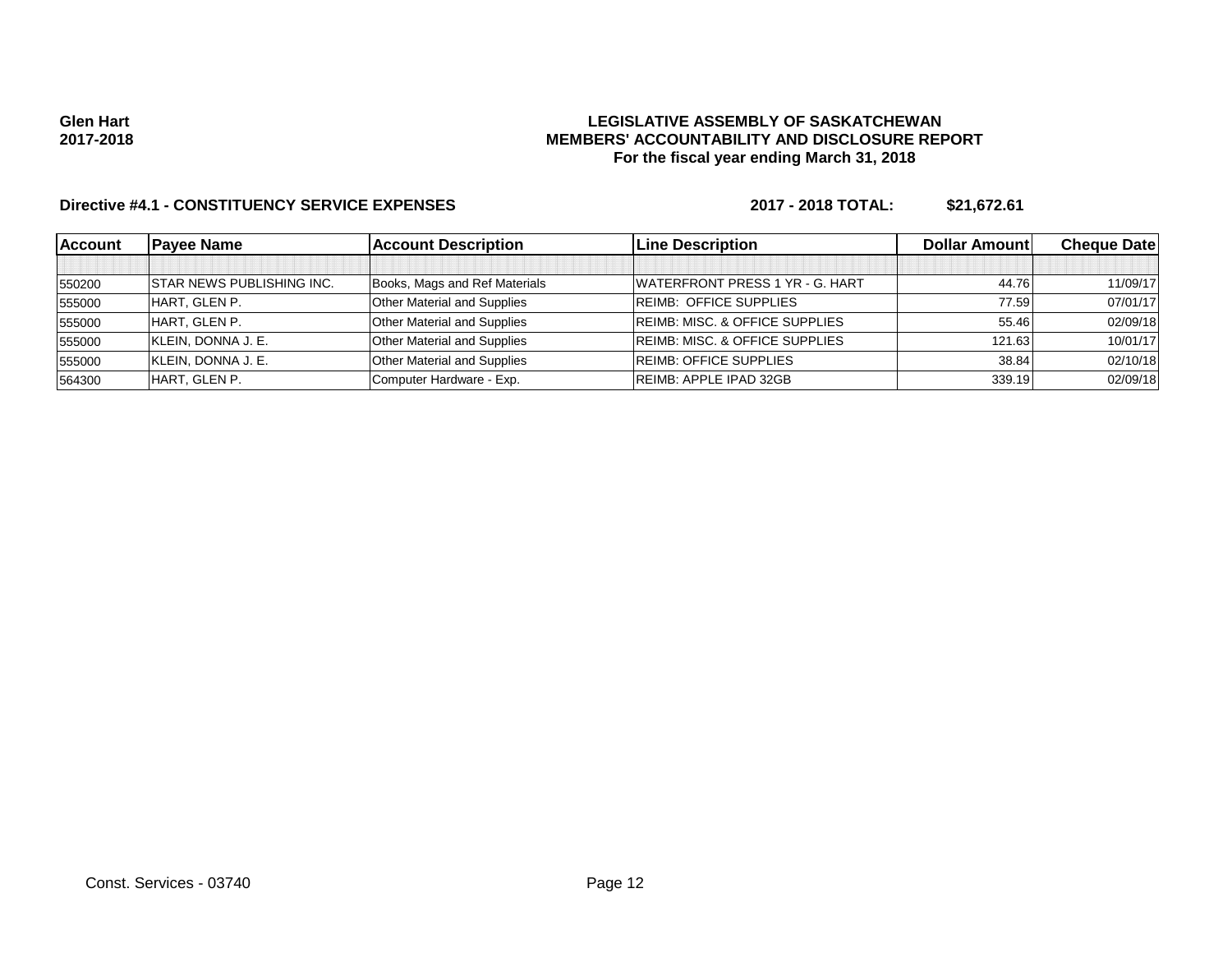Glen Hart
2017-2018

**LEGISLATIVE ASSEMBLY OF SASKATCHEWAN**
**MEMBERS' ACCOUNTABILITY AND DISCLOSURE REPORT**
**For the fiscal year ending March 31, 2018**

**Directive #4.1 - CONSTITUENCY SERVICE EXPENSES** **2017 - 2018 TOTAL: $21,672.61**

| Account | Payee Name | Account Description | Line Description | Dollar Amount | Cheque Date |
|---|---|---|---|---|---|
| | | | | | |
| 550200 | STAR NEWS PUBLISHING INC. | Books, Mags and Ref Materials | WATERFRONT PRESS 1 YR - G. HART | 44.76 | 11/09/17 |
| 555000 | HART, GLEN P. | Other Material and Supplies | REIMB: OFFICE SUPPLIES | 77.59 | 07/01/17 |
| 555000 | HART, GLEN P. | Other Material and Supplies | REIMB: MISC. & OFFICE SUPPLIES | 55.46 | 02/09/18 |
| 555000 | KLEIN, DONNA J. E. | Other Material and Supplies | REIMB: MISC. & OFFICE SUPPLIES | 121.63 | 10/01/17 |
| 555000 | KLEIN, DONNA J. E. | Other Material and Supplies | REIMB: OFFICE SUPPLIES | 38.84 | 02/10/18 |
| 564300 | HART, GLEN P. | Computer Hardware - Exp. | REIMB: APPLE IPAD 32GB | 339.19 | 02/09/18 |

Const. Services - 03740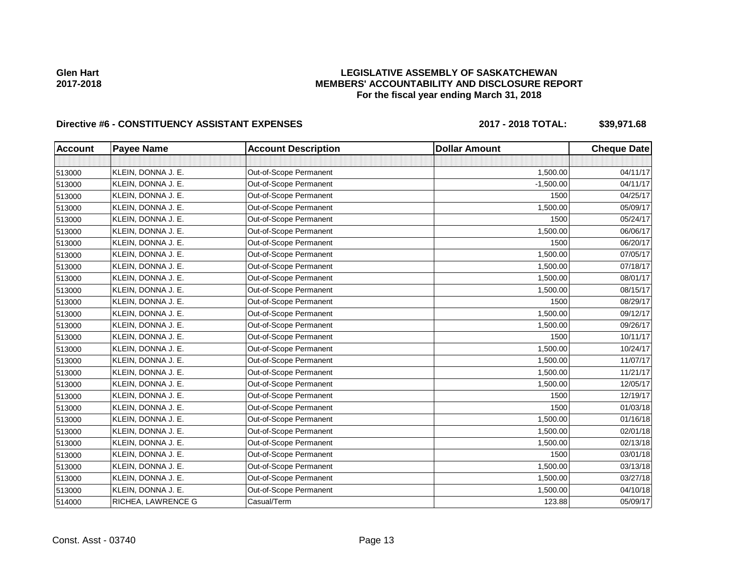**Glen Hart**
**2017-2018**

# LEGISLATIVE ASSEMBLY OF SASKATCHEWAN
## MEMBERS' ACCOUNTABILITY AND DISCLOSURE REPORT
### For the fiscal year ending March 31, 2018

**Directive #6 - CONSTITUENCY ASSISTANT EXPENSES** **2017 - 2018 TOTAL: $39,971.68**

| Account | Payee Name | Account Description | Dollar Amount | Cheque Date |
|---|---|---|---|---|
| | | | | |
| 513000 | KLEIN, DONNA J. E. | Out-of-Scope Permanent | 1,500.00 | 04/11/17 |
| 513000 | KLEIN, DONNA J. E. | Out-of-Scope Permanent | -1,500.00 | 04/11/17 |
| 513000 | KLEIN, DONNA J. E. | Out-of-Scope Permanent | 1500 | 04/25/17 |
| 513000 | KLEIN, DONNA J. E. | Out-of-Scope Permanent | 1,500.00 | 05/09/17 |
| 513000 | KLEIN, DONNA J. E. | Out-of-Scope Permanent | 1500 | 05/24/17 |
| 513000 | KLEIN, DONNA J. E. | Out-of-Scope Permanent | 1,500.00 | 06/06/17 |
| 513000 | KLEIN, DONNA J. E. | Out-of-Scope Permanent | 1500 | 06/20/17 |
| 513000 | KLEIN, DONNA J. E. | Out-of-Scope Permanent | 1,500.00 | 07/05/17 |
| 513000 | KLEIN, DONNA J. E. | Out-of-Scope Permanent | 1,500.00 | 07/18/17 |
| 513000 | KLEIN, DONNA J. E. | Out-of-Scope Permanent | 1,500.00 | 08/01/17 |
| 513000 | KLEIN, DONNA J. E. | Out-of-Scope Permanent | 1,500.00 | 08/15/17 |
| 513000 | KLEIN, DONNA J. E. | Out-of-Scope Permanent | 1500 | 08/29/17 |
| 513000 | KLEIN, DONNA J. E. | Out-of-Scope Permanent | 1,500.00 | 09/12/17 |
| 513000 | KLEIN, DONNA J. E. | Out-of-Scope Permanent | 1,500.00 | 09/26/17 |
| 513000 | KLEIN, DONNA J. E. | Out-of-Scope Permanent | 1500 | 10/11/17 |
| 513000 | KLEIN, DONNA J. E. | Out-of-Scope Permanent | 1,500.00 | 10/24/17 |
| 513000 | KLEIN, DONNA J. E. | Out-of-Scope Permanent | 1,500.00 | 11/07/17 |
| 513000 | KLEIN, DONNA J. E. | Out-of-Scope Permanent | 1,500.00 | 11/21/17 |
| 513000 | KLEIN, DONNA J. E. | Out-of-Scope Permanent | 1,500.00 | 12/05/17 |
| 513000 | KLEIN, DONNA J. E. | Out-of-Scope Permanent | 1500 | 12/19/17 |
| 513000 | KLEIN, DONNA J. E. | Out-of-Scope Permanent | 1500 | 01/03/18 |
| 513000 | KLEIN, DONNA J. E. | Out-of-Scope Permanent | 1,500.00 | 01/16/18 |
| 513000 | KLEIN, DONNA J. E. | Out-of-Scope Permanent | 1,500.00 | 02/01/18 |
| 513000 | KLEIN, DONNA J. E. | Out-of-Scope Permanent | 1,500.00 | 02/13/18 |
| 513000 | KLEIN, DONNA J. E. | Out-of-Scope Permanent | 1500 | 03/01/18 |
| 513000 | KLEIN, DONNA J. E. | Out-of-Scope Permanent | 1,500.00 | 03/13/18 |
| 513000 | KLEIN, DONNA J. E. | Out-of-Scope Permanent | 1,500.00 | 03/27/18 |
| 513000 | KLEIN, DONNA J. E. | Out-of-Scope Permanent | 1,500.00 | 04/10/18 |
| 514000 | RICHEA, LAWRENCE G | Casual/Term | 123.88 | 05/09/17 |

Const. Asst - 03740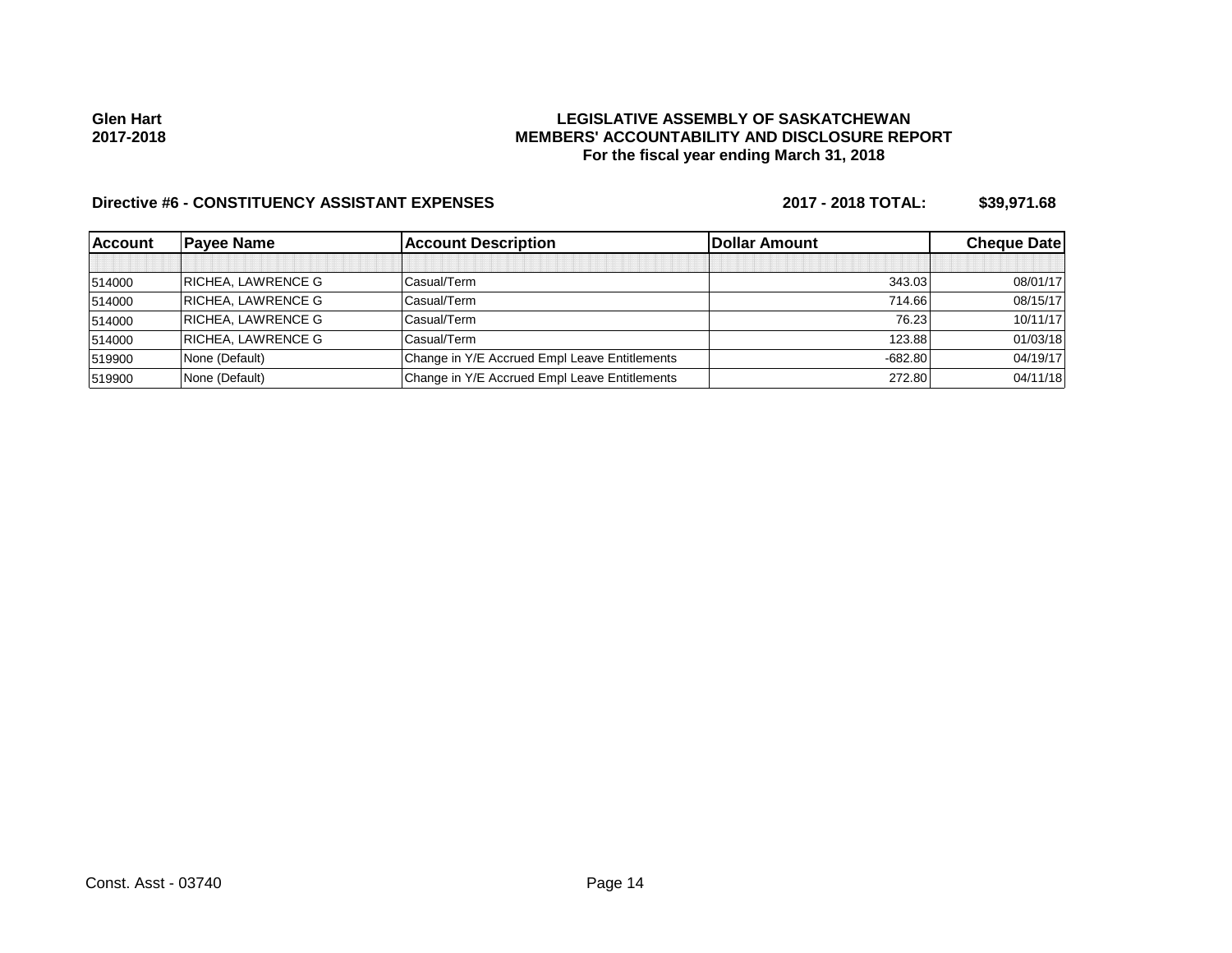**Glen Hart**
**2017-2018**

**LEGISLATIVE ASSEMBLY OF SASKATCHEWAN**
**MEMBERS' ACCOUNTABILITY AND DISCLOSURE REPORT**
**For the fiscal year ending March 31, 2018**

**Directive #6 - CONSTITUENCY ASSISTANT EXPENSES** **2017 - 2018 TOTAL: $39,971.68**

| Account | Payee Name | Account Description | Dollar Amount | Cheque Date |
|---|---|---|---|---|
| | | | | |
| 514000 | RICHEA, LAWRENCE G | Casual/Term | 343.03 | 08/01/17 |
| 514000 | RICHEA, LAWRENCE G | Casual/Term | 714.66 | 08/15/17 |
| 514000 | RICHEA, LAWRENCE G | Casual/Term | 76.23 | 10/11/17 |
| 514000 | RICHEA, LAWRENCE G | Casual/Term | 123.88 | 01/03/18 |
| 519900 | None (Default) | Change in Y/E Accrued Empl Leave Entitlements | -682.80 | 04/19/17 |
| 519900 | None (Default) | Change in Y/E Accrued Empl Leave Entitlements | 272.80 | 04/11/18 |

Const. Asst - 03740